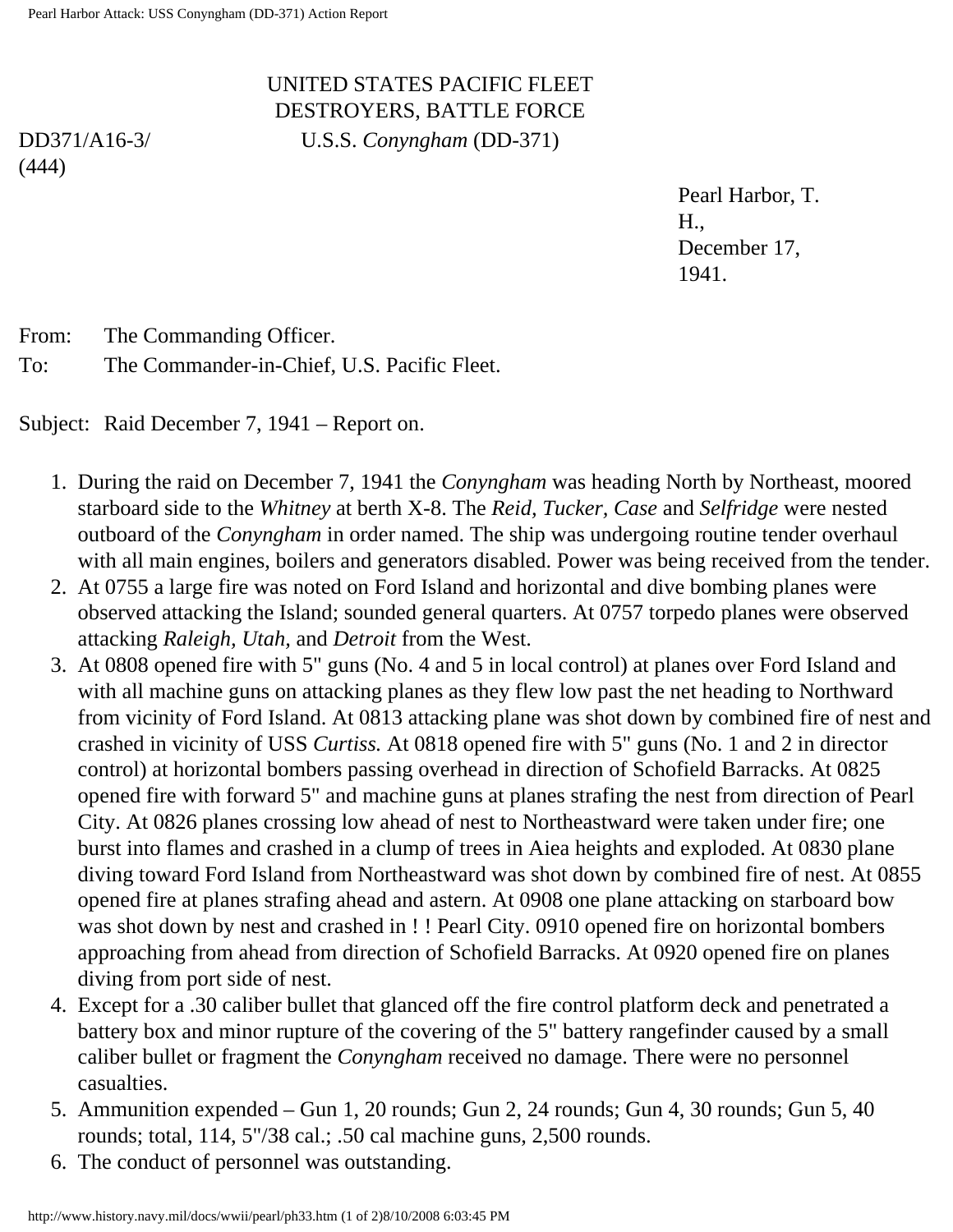UNITED STATES PACIFIC FLEET
DESTROYERS, BATTLE FORCE

DD371/A16-3/
(444)

U.S.S. *Conyngham* (DD-371)

Pearl Harbor, T. H.,
December 17, 1941.

From: The Commanding Officer.
To: The Commander-in-Chief, U.S. Pacific Fleet.

Subject: Raid December 7, 1941 – Report on.

1. During the raid on December 7, 1941 the *Conyngham* was heading North by Northeast, moored starboard side to the *Whitney* at berth X-8. The *Reid*, *Tucker*, *Case* and *Selfridge* were nested outboard of the *Conyngham* in order named. The ship was undergoing routine tender overhaul with all main engines, boilers and generators disabled. Power was being received from the tender.
2. At 0755 a large fire was noted on Ford Island and horizontal and dive bombing planes were observed attacking the Island; sounded general quarters. At 0757 torpedo planes were observed attacking *Raleigh*, *Utah*, and *Detroit* from the West.
3. At 0808 opened fire with 5" guns (No. 4 and 5 in local control) at planes over Ford Island and with all machine guns on attacking planes as they flew low past the net heading to Northward from vicinity of Ford Island. At 0813 attacking plane was shot down by combined fire of nest and crashed in vicinity of USS *Curtiss.* At 0818 opened fire with 5" guns (No. 1 and 2 in director control) at horizontal bombers passing overhead in direction of Schofield Barracks. At 0825 opened fire with forward 5" and machine guns at planes strafing the nest from direction of Pearl City. At 0826 planes crossing low ahead of nest to Northeastward were taken under fire; one burst into flames and crashed in a clump of trees in Aiea heights and exploded. At 0830 plane diving toward Ford Island from Northeastward was shot down by combined fire of nest. At 0855 opened fire at planes strafing ahead and astern. At 0908 one plane attacking on starboard bow was shot down by nest and crashed in ! ! Pearl City. 0910 opened fire on horizontal bombers approaching from ahead from direction of Schofield Barracks. At 0920 opened fire on planes diving from port side of nest.
4. Except for a .30 caliber bullet that glanced off the fire control platform deck and penetrated a battery box and minor rupture of the covering of the 5" battery rangefinder caused by a small caliber bullet or fragment the *Conyngham* received no damage. There were no personnel casualties.
5. Ammunition expended – Gun 1, 20 rounds; Gun 2, 24 rounds; Gun 4, 30 rounds; Gun 5, 40 rounds; total, 114, 5"/38 cal.; .50 cal machine guns, 2,500 rounds.
6. The conduct of personnel was outstanding.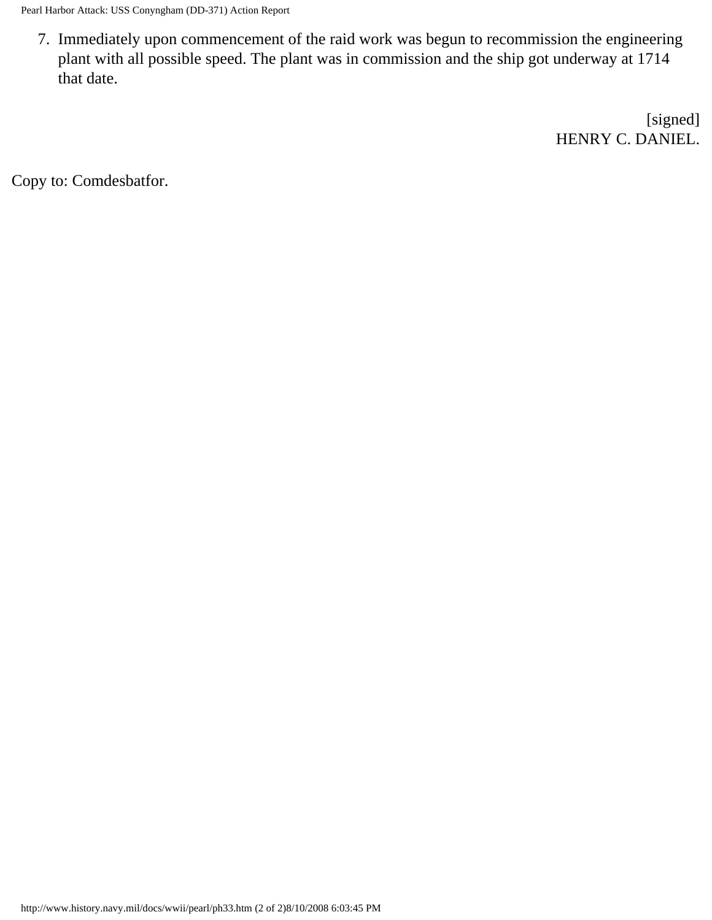7. Immediately upon commencement of the raid work was begun to recommission the engineering plant with all possible speed. The plant was in commission and the ship got underway at 1714 that date.

[signed]
HENRY C. DANIEL.

Copy to: Comdesbatfor.